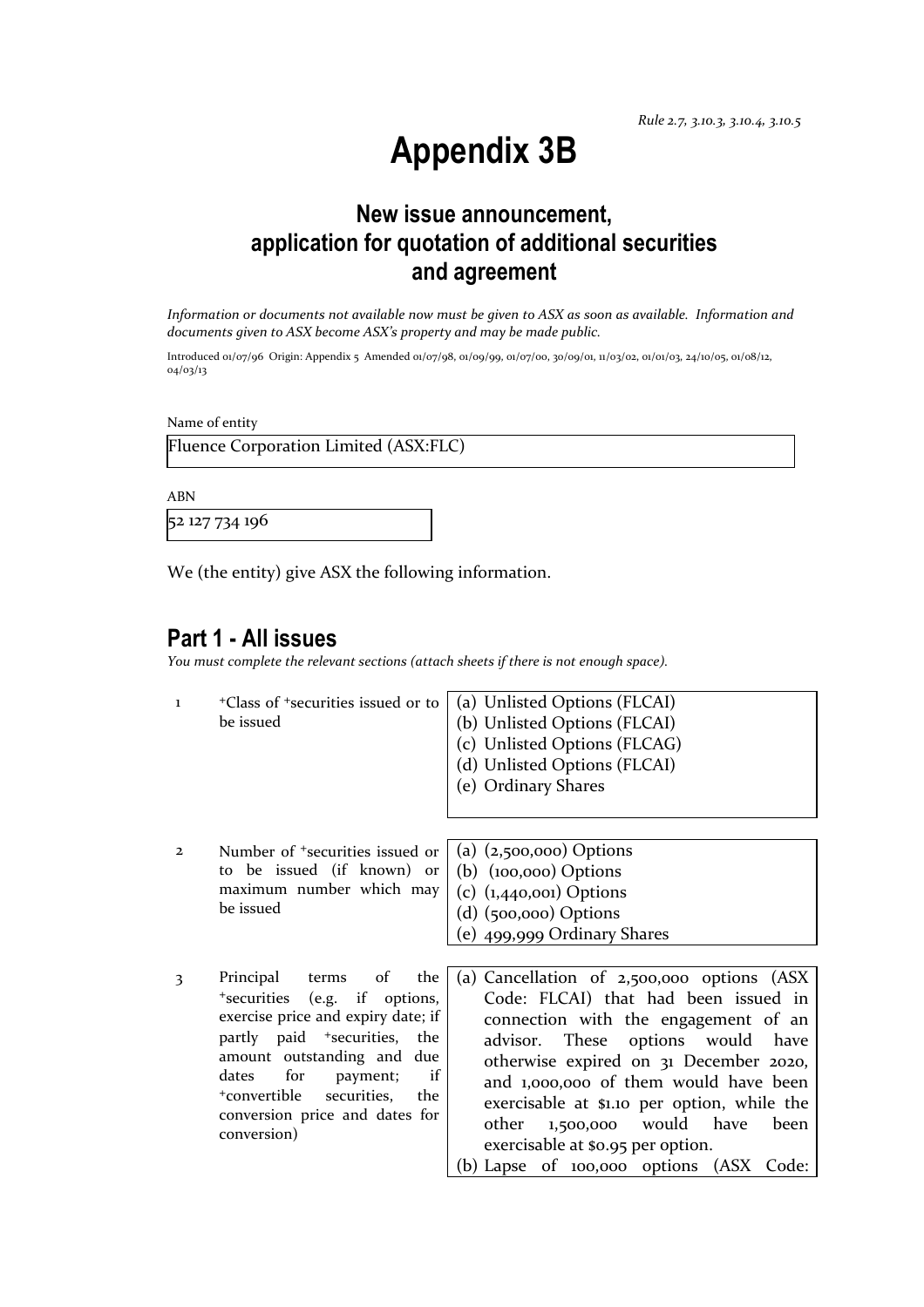*Rule 2.7, 3.10.3, 3.10.4, 3.10.5*

# Appendix 3B

## New issue announcement, application for quotation of additional securities and agreement

*Information or documents not available now must be given to ASX as soon as available. Information and documents given to ASX become ASX's property and may be made public.*

Introduced 01/07/96 Origin: Appendix 5 Amended 01/07/98, 01/09/99, 01/07/00, 30/09/01, 11/03/02, 01/01/03, 24/10/05, 01/08/12, 04/03/13

Name of entity

Fluence Corporation Limited (ASX:FLC)

ABN

52 127 734 196

We (the entity) give ASX the following information.

## Part 1 - All issues

*You must complete the relevant sections (attach sheets if there is not enough space).*

| | | |
|---|---|---|
| 1 | +Class of +securities issued or to be issued | (a) Unlisted Options (FLCAI)<br>(b) Unlisted Options (FLCAI)<br>(c) Unlisted Options (FLCAG)<br>(d) Unlisted Options (FLCAI)<br>(e) Ordinary Shares |
| 2 | Number of +securities issued or to be issued (if known) or maximum number which may be issued | (a) (2,500,000) Options<br>(b) (100,000) Options<br>(c) (1,440,001) Options<br>(d) (500,000) Options<br>(e) 499,999 Ordinary Shares |
| 3 | Principal terms of the +securities (e.g. if options, exercise price and expiry date; if partly paid +securities, the amount outstanding and due dates for payment; if +convertible securities, the conversion price and dates for conversion) | (a) Cancellation of 2,500,000 options (ASX Code: FLCAI) that had been issued in connection with the engagement of an advisor. These options would have otherwise expired on 31 December 2020, and 1,000,000 of them would have been exercisable at $1.10 per option, while the other 1,500,000 would have been exercisable at $0.95 per option.<br>(b) Lapse of 100,000 options (ASX Code: |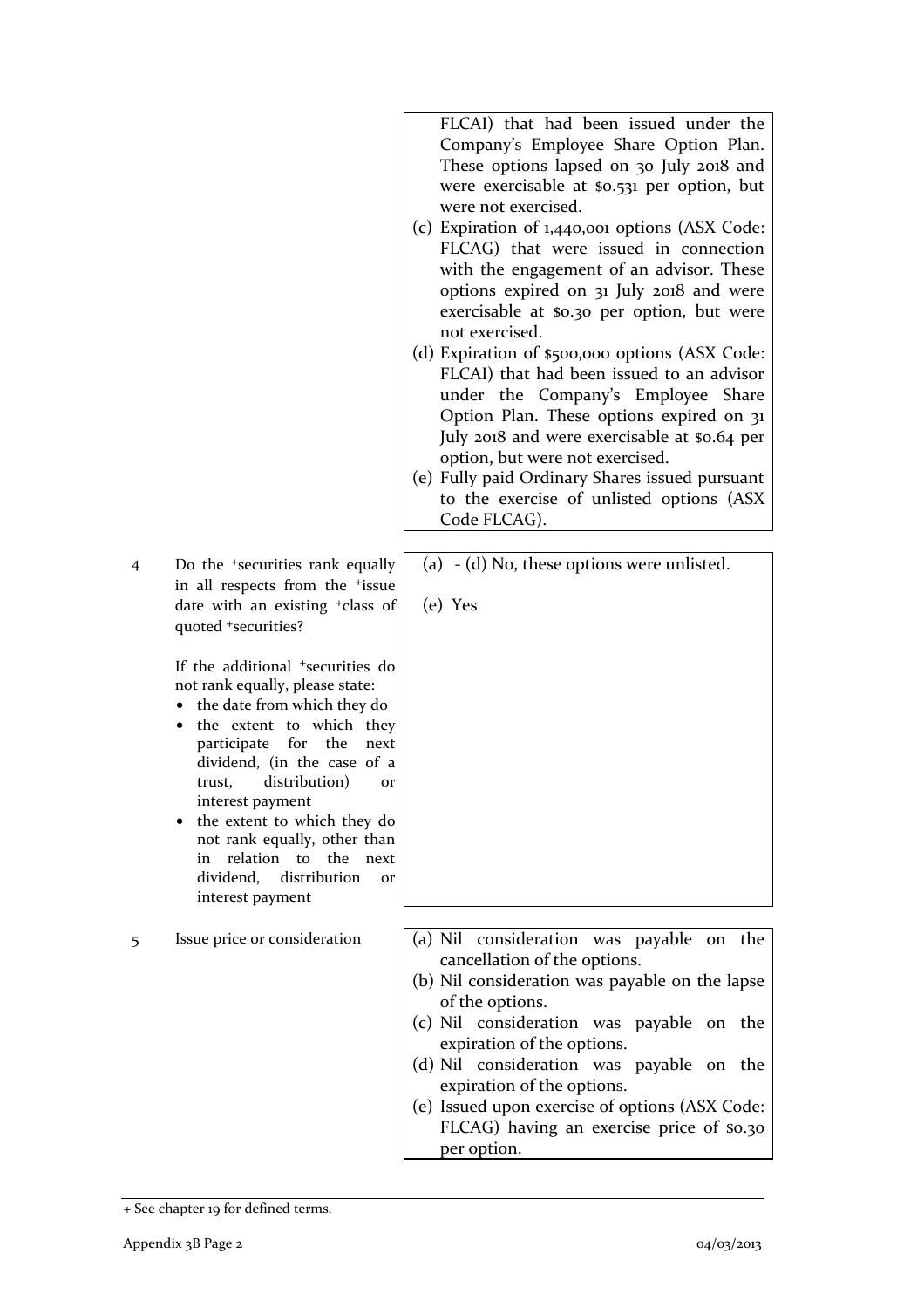| | | |
|---|---|---|
| | | FLCAI) that had been issued under the Company's Employee Share Option Plan. These options lapsed on 30 July 2018 and were exercisable at $0.531 per option, but were not exercised.<br>(c) Expiration of 1,440,001 options (ASX Code: FLCAG) that were issued in connection with the engagement of an advisor. These options expired on 31 July 2018 and were exercisable at $0.30 per option, but were not exercised.<br>(d) Expiration of $500,000 options (ASX Code: FLCAI) that had been issued to an advisor under the Company's Employee Share Option Plan. These options expired on 31 July 2018 and were exercisable at $0.64 per option, but were not exercised.<br>(e) Fully paid Ordinary Shares issued pursuant to the exercise of unlisted options (ASX Code FLCAG). |
| 4 | Do the +securities rank equally in all respects from the +issue date with an existing +class of quoted +securities?<br><br>If the additional +securities do not rank equally, please state:<br>• the date from which they do<br>• the extent to which they participate for the next dividend, (in the case of a trust, distribution) or interest payment<br>• the extent to which they do not rank equally, other than in relation to the next dividend, distribution or interest payment | (a) - (d) No, these options were unlisted.<br><br>(e) Yes |
| 5 | Issue price or consideration | (a) Nil consideration was payable on the cancellation of the options.<br>(b) Nil consideration was payable on the lapse of the options.<br>(c) Nil consideration was payable on the expiration of the options.<br>(d) Nil consideration was payable on the expiration of the options.<br>(e) Issued upon exercise of options (ASX Code: FLCAG) having an exercise price of $0.30 per option. |

+ See chapter 19 for defined terms.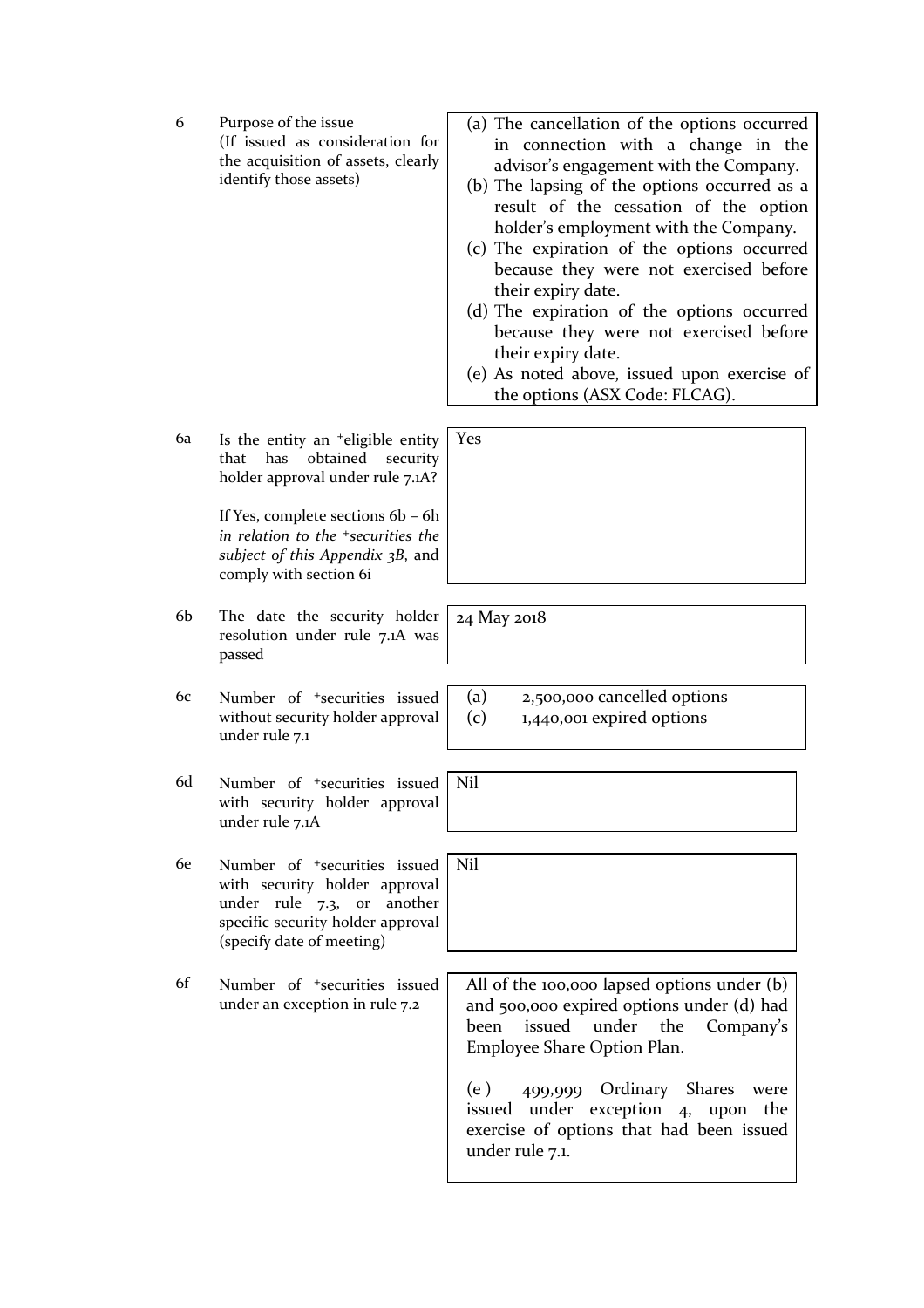| | | |
|---|---|---|
| 6 | Purpose of the issue<br>(If issued as consideration for the acquisition of assets, clearly identify those assets) | (a) The cancellation of the options occurred in connection with a change in the advisor's engagement with the Company.<br>(b) The lapsing of the options occurred as a result of the cessation of the option holder's employment with the Company.<br>(c) The expiration of the options occurred because they were not exercised before their expiry date.<br>(d) The expiration of the options occurred because they were not exercised before their expiry date.<br>(e) As noted above, issued upon exercise of the options (ASX Code: FLCAG). |
| 6a | Is the entity an +eligible entity that has obtained security holder approval under rule 7.1A?<br><br>If Yes, complete sections 6b – 6h *in relation to the +securities the subject of this Appendix 3B*, and comply with section 6i | Yes |
| 6b | The date the security holder resolution under rule 7.1A was passed | 24 May 2018 |
| 6c | Number of +securities issued without security holder approval under rule 7.1 | (a) 2,500,000 cancelled options<br>(c) 1,440,001 expired options |
| 6d | Number of +securities issued with security holder approval under rule 7.1A | Nil |
| 6e | Number of +securities issued with security holder approval under rule 7.3, or another specific security holder approval (specify date of meeting) | Nil |
| 6f | Number of +securities issued under an exception in rule 7.2 | All of the 100,000 lapsed options under (b) and 500,000 expired options under (d) had been issued under the Company's Employee Share Option Plan.<br><br>(e) 499,999 Ordinary Shares were issued under exception 4, upon the exercise of options that had been issued under rule 7.1. |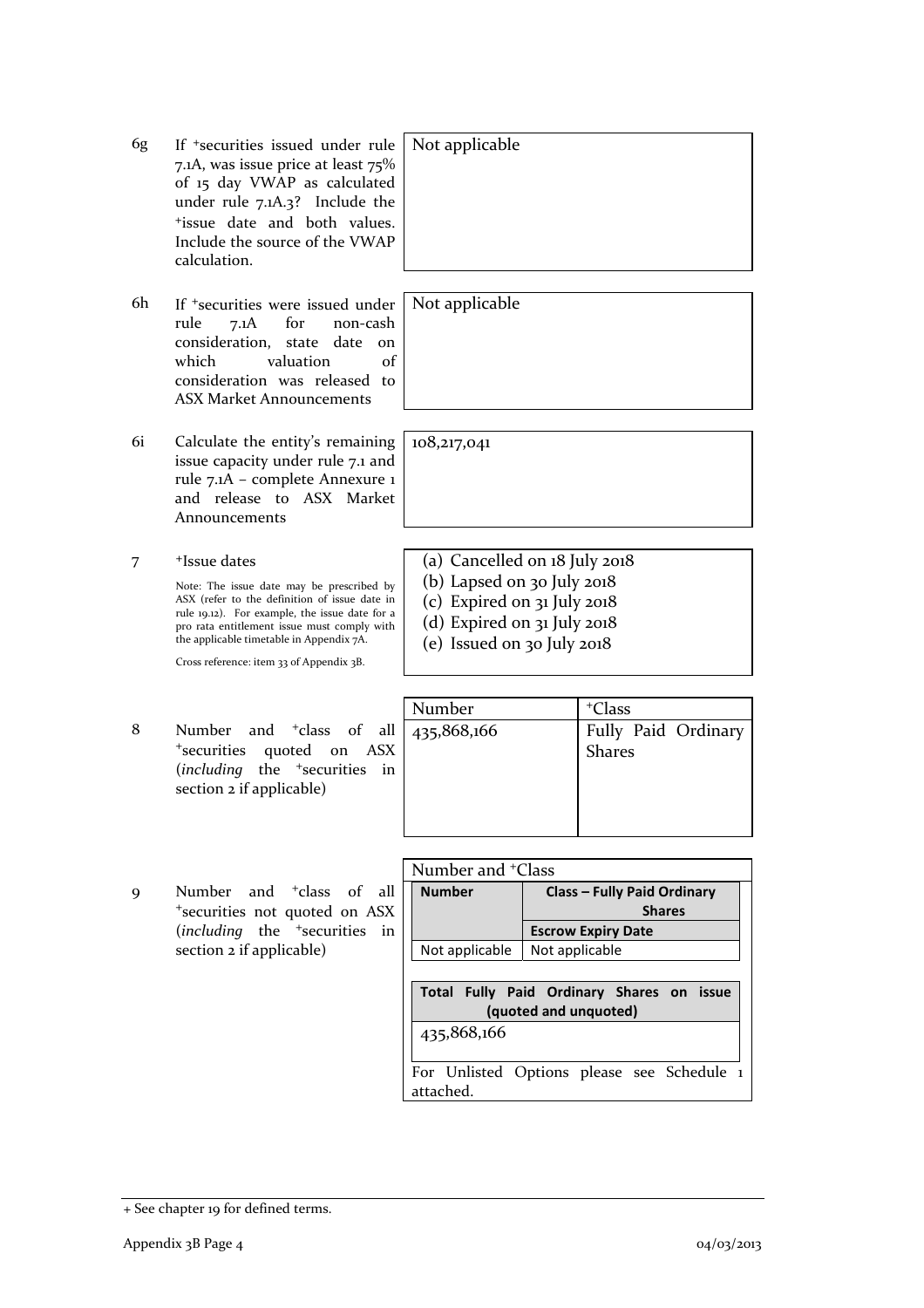| | | |
|---|---|---|
| 6g | If +securities issued under rule 7.1A, was issue price at least 75% of 15 day VWAP as calculated under rule 7.1A.3? Include the +issue date and both values. Include the source of the VWAP calculation. | Not applicable |
| 6h | If +securities were issued under rule 7.1A for non-cash consideration, state date on which valuation of consideration was released to ASX Market Announcements | Not applicable |
| 6i | Calculate the entity's remaining issue capacity under rule 7.1 and rule 7.1A – complete Annexure 1 and release to ASX Market Announcements | 108,217,041 |
| 7 | +Issue dates<br><br>Note: The issue date may be prescribed by ASX (refer to the definition of issue date in rule 19.12). For example, the issue date for a pro rata entitlement issue must comply with the applicable timetable in Appendix 7A.<br><br>Cross reference: item 33 of Appendix 3B. | (a) Cancelled on 18 July 2018<br>(b) Lapsed on 30 July 2018<br>(c) Expired on 31 July 2018<br>(d) Expired on 31 July 2018<br>(e) Issued on 30 July 2018 |

**8** Number and +class of all +securities quoted on ASX (*including* the +securities in section 2 if applicable)

| Number | +Class |
|---|---|
| 435,868,166 | Fully Paid Ordinary Shares |

**9** Number and +class of all +securities not quoted on ASX (*including* the +securities in section 2 if applicable)

Number and +Class

| **Number** | **Class – Fully Paid Ordinary Shares** |
|---|---|
| | **Escrow Expiry Date** |
| Not applicable | Not applicable |

| **Total Fully Paid Ordinary Shares on issue (quoted and unquoted)** |
|---|
| 435,868,166 |

For Unlisted Options please see Schedule 1 attached.

+ See chapter 19 for defined terms.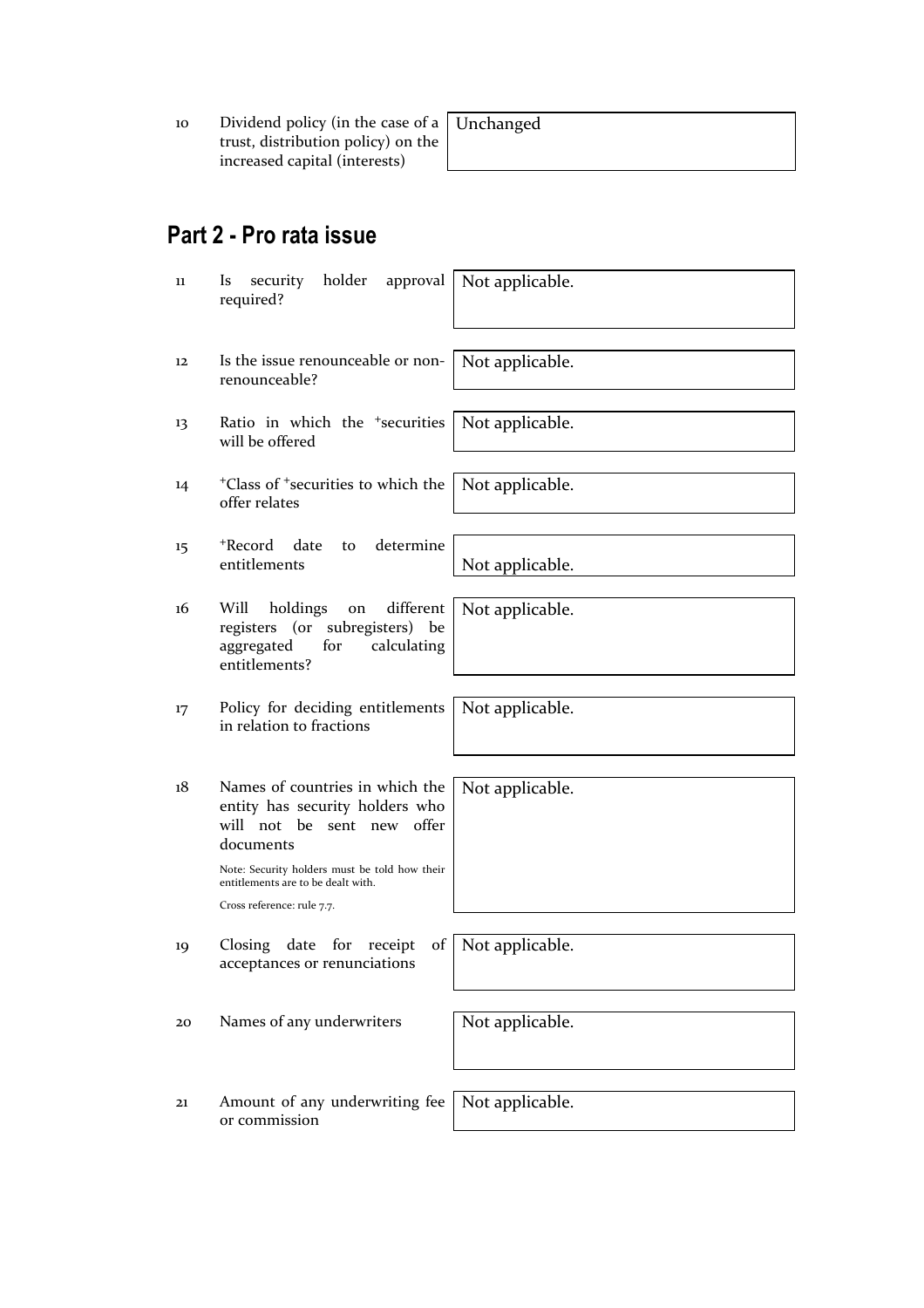| | | |
|---|---|---|
| 10 | Dividend policy (in the case of a trust, distribution policy) on the increased capital (interests) | Unchanged |

## Part 2 - Pro rata issue

| | | |
|---|---|---|
| 11 | Is security holder approval required? | Not applicable. |
| 12 | Is the issue renounceable or non-renounceable? | Not applicable. |
| 13 | Ratio in which the +securities will be offered | Not applicable. |
| 14 | +Class of +securities to which the offer relates | Not applicable. |
| 15 | +Record date to determine entitlements | Not applicable. |
| 16 | Will holdings on different registers (or subregisters) be aggregated for calculating entitlements? | Not applicable. |
| 17 | Policy for deciding entitlements in relation to fractions | Not applicable. |
| 18 | Names of countries in which the entity has security holders who will not be sent new offer documents<br><br>Note: Security holders must be told how their entitlements are to be dealt with.<br><br>Cross reference: rule 7.7. | Not applicable. |
| 19 | Closing date for receipt of acceptances or renunciations | Not applicable. |
| 20 | Names of any underwriters | Not applicable. |
| 21 | Amount of any underwriting fee or commission | Not applicable. |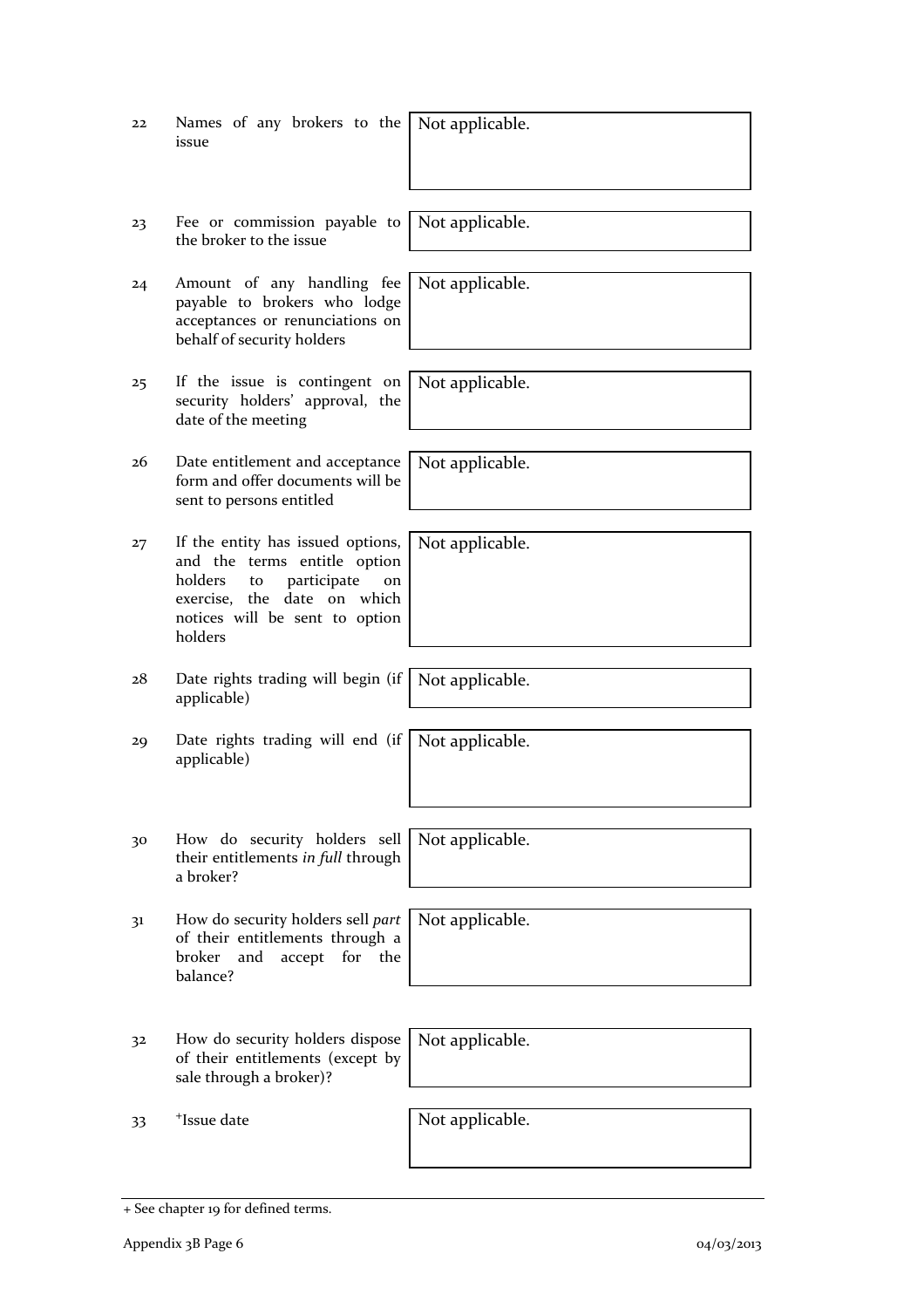| | | |
|---|---|---|
| 22 | Names of any brokers to the issue | Not applicable. |
| 23 | Fee or commission payable to the broker to the issue | Not applicable. |
| 24 | Amount of any handling fee payable to brokers who lodge acceptances or renunciations on behalf of security holders | Not applicable. |
| 25 | If the issue is contingent on security holders' approval, the date of the meeting | Not applicable. |
| 26 | Date entitlement and acceptance form and offer documents will be sent to persons entitled | Not applicable. |
| 27 | If the entity has issued options, and the terms entitle option holders to participate on exercise, the date on which notices will be sent to option holders | Not applicable. |
| 28 | Date rights trading will begin (if applicable) | Not applicable. |
| 29 | Date rights trading will end (if applicable) | Not applicable. |
| 30 | How do security holders sell their entitlements *in full* through a broker? | Not applicable. |
| 31 | How do security holders sell *part* of their entitlements through a broker and accept for the balance? | Not applicable. |
| 32 | How do security holders dispose of their entitlements (except by sale through a broker)? | Not applicable. |
| 33 | +Issue date | Not applicable. |

+ See chapter 19 for defined terms.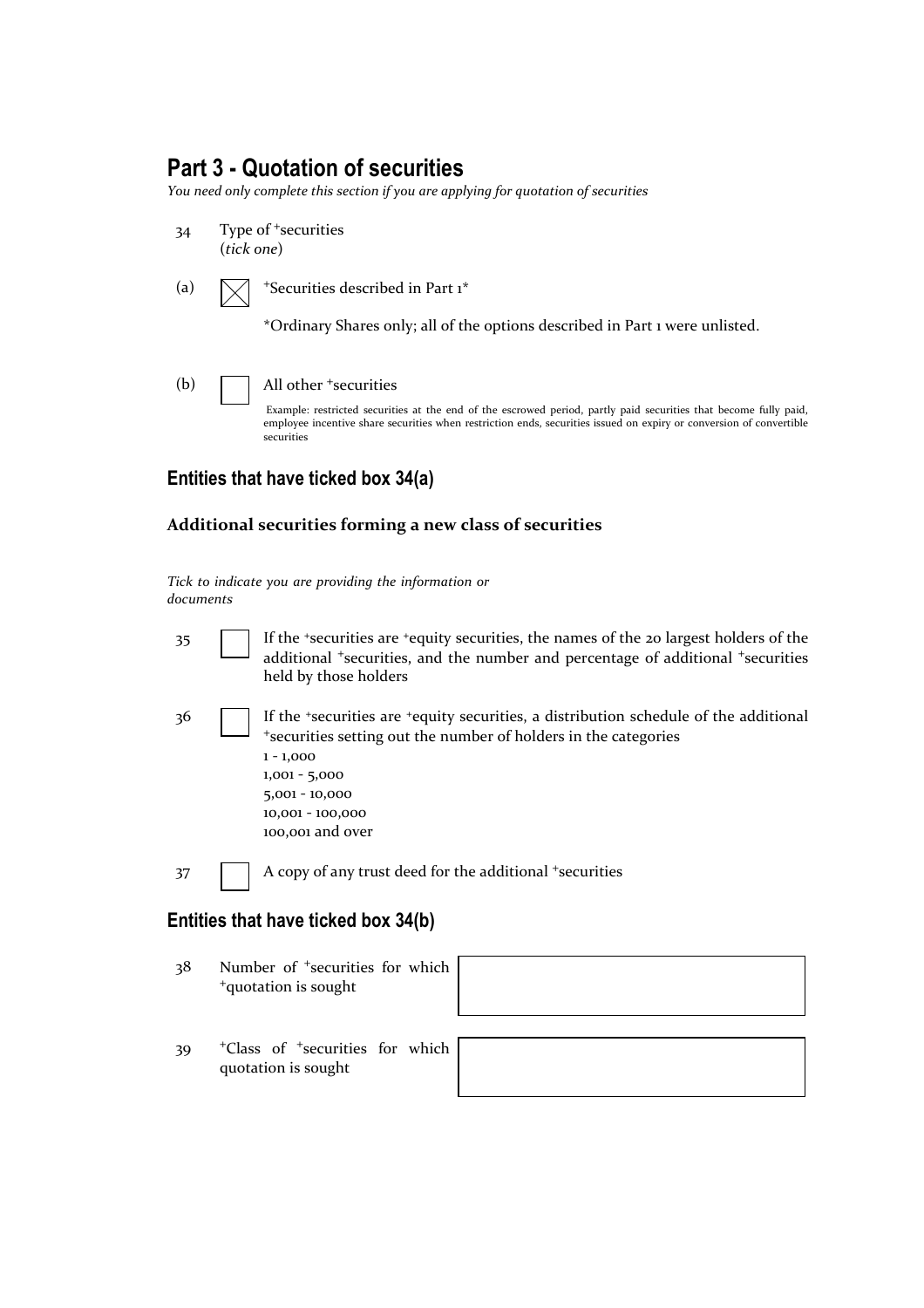## Part 3 - Quotation of securities

*You need only complete this section if you are applying for quotation of securities*

34 Type of +securities
(*tick one*)

(a) ☒ +Securities described in Part 1*

*Ordinary Shares only; all of the options described in Part 1 were unlisted.

(b) ☐ All other +securities

Example: restricted securities at the end of the escrowed period, partly paid securities that become fully paid, employee incentive share securities when restriction ends, securities issued on expiry or conversion of convertible securities

### Entities that have ticked box 34(a)

#### Additional securities forming a new class of securities

*Tick to indicate you are providing the information or documents*

35 ☐ If the +securities are +equity securities, the names of the 20 largest holders of the additional +securities, and the number and percentage of additional +securities held by those holders

36 ☐ If the +securities are +equity securities, a distribution schedule of the additional +securities setting out the number of holders in the categories
1 - 1,000
1,001 - 5,000
5,001 - 10,000
10,001 - 100,000
100,001 and over

37 ☐ A copy of any trust deed for the additional +securities

### Entities that have ticked box 34(b)

| | | |
|---|---|---|
| 38 | Number of +securities for which +quotation is sought | |
| 39 | +Class of +securities for which quotation is sought | |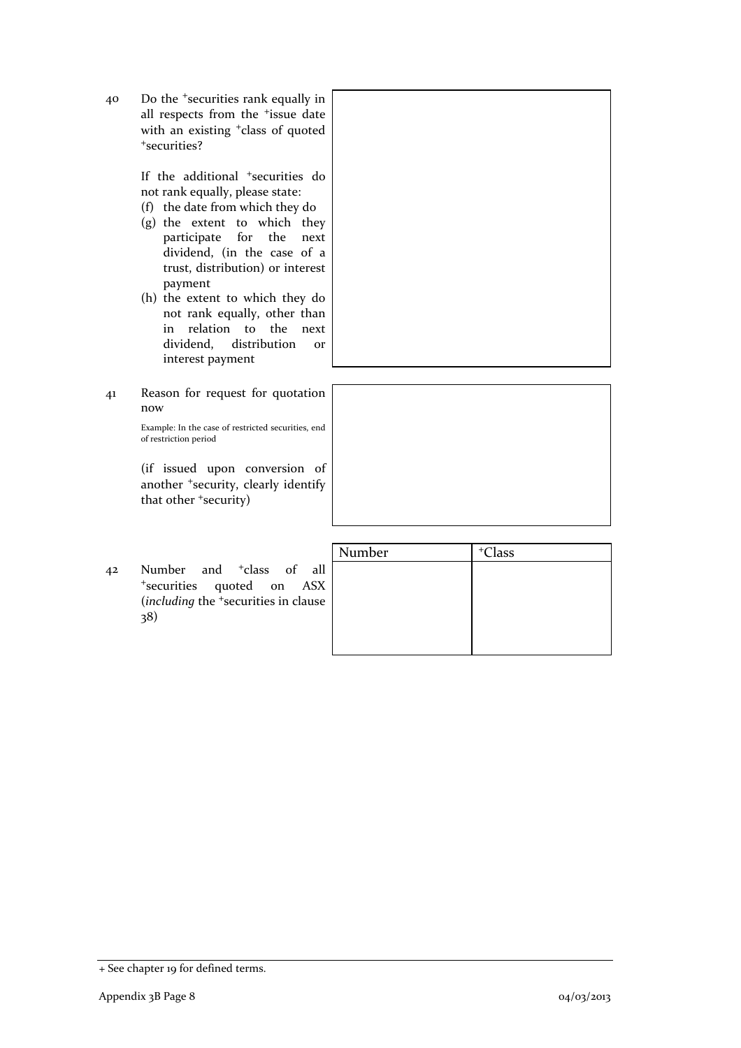40 Do the +securities rank equally in all respects from the +issue date with an existing +class of quoted +securities?

If the additional +securities do not rank equally, please state:

(f) the date from which they do
(g) the extent to which they participate for the next dividend, (in the case of a trust, distribution) or interest payment
(h) the extent to which they do not rank equally, other than in relation to the next dividend, distribution or interest payment

41 Reason for request for quotation now

Example: In the case of restricted securities, end of restriction period

(if issued upon conversion of another +security, clearly identify that other +security)

42 Number and +class of all +securities quoted on ASX (*including* the +securities in clause 38)

| Number | +Class |
| --- | --- |
| | |

+ See chapter 19 for defined terms.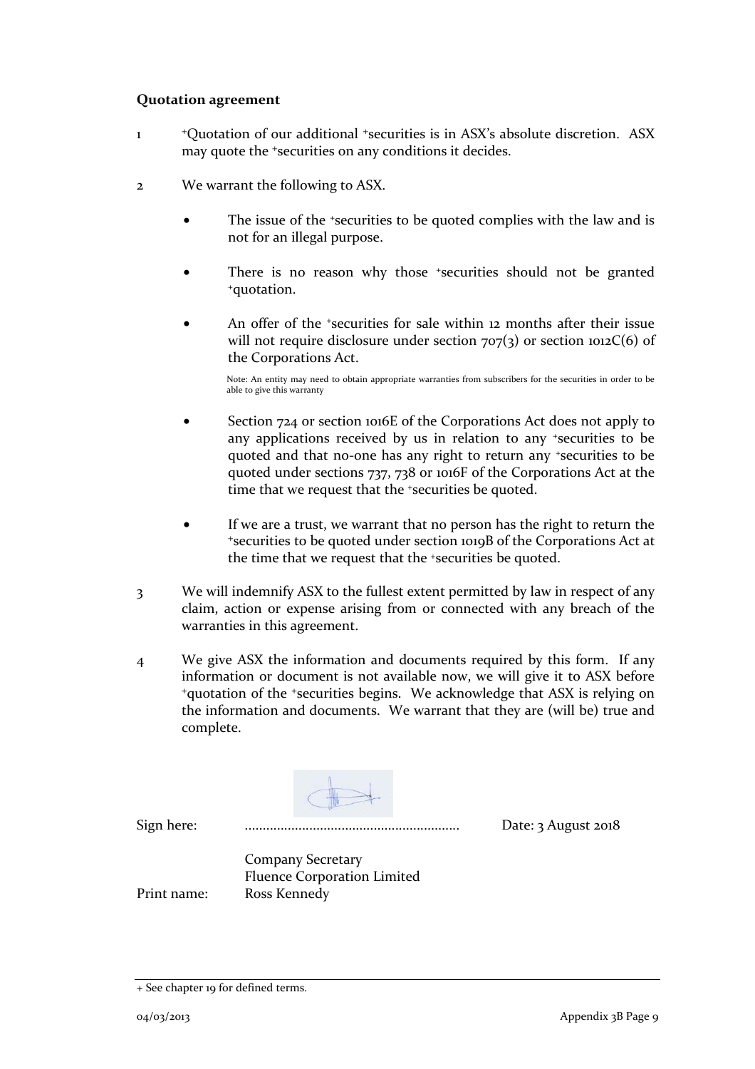**Quotation agreement**

1. +Quotation of our additional +securities is in ASX's absolute discretion. ASX may quote the +securities on any conditions it decides.

2. We warrant the following to ASX.

   - The issue of the +securities to be quoted complies with the law and is not for an illegal purpose.

   - There is no reason why those +securities should not be granted +quotation.

   - An offer of the +securities for sale within 12 months after their issue will not require disclosure under section 707(3) or section 1012C(6) of the Corporations Act.

     Note: An entity may need to obtain appropriate warranties from subscribers for the securities in order to be able to give this warranty

   - Section 724 or section 1016E of the Corporations Act does not apply to any applications received by us in relation to any +securities to be quoted and that no-one has any right to return any +securities to be quoted under sections 737, 738 or 1016F of the Corporations Act at the time that we request that the +securities be quoted.

   - If we are a trust, we warrant that no person has the right to return the +securities to be quoted under section 1019B of the Corporations Act at the time that we request that the +securities be quoted.

3. We will indemnify ASX to the fullest extent permitted by law in respect of any claim, action or expense arising from or connected with any breach of the warranties in this agreement.

4. We give ASX the information and documents required by this form. If any information or document is not available now, we will give it to ASX before +quotation of the +securities begins. We acknowledge that ASX is relying on the information and documents. We warrant that they are (will be) true and complete.

Sign here: ............................................................ Date: 3 August 2018

Company Secretary
Fluence Corporation Limited

Print name: Ross Kennedy

+ See chapter 19 for defined terms.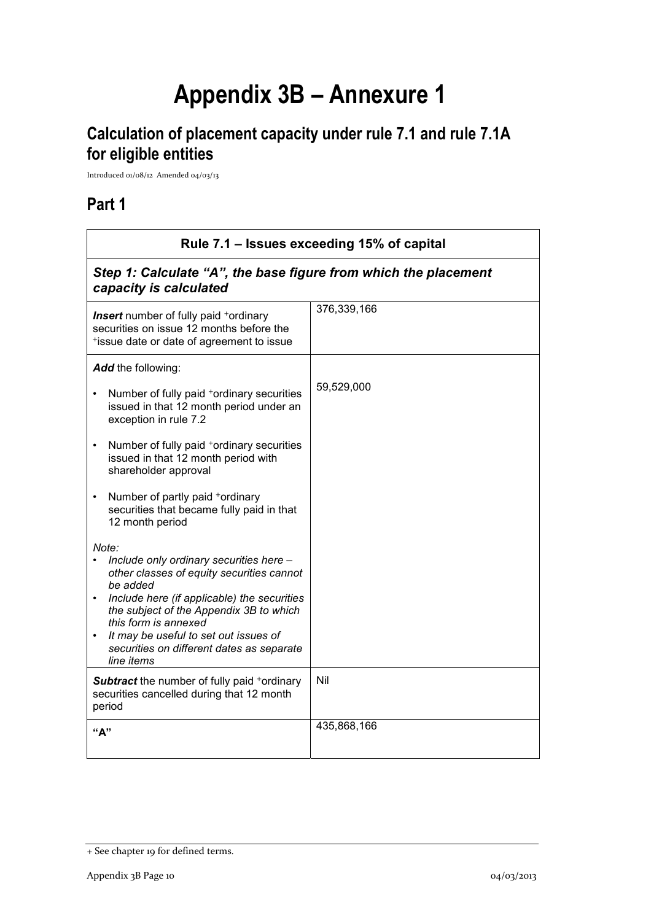# Appendix 3B – Annexure 1

## Calculation of placement capacity under rule 7.1 and rule 7.1A for eligible entities

Introduced 01/08/12 Amended 04/03/13

## Part 1

| Rule 7.1 – Issues exceeding 15% of capital | |
|---|---|
| ***Step 1: Calculate "A", the base figure from which the placement capacity is calculated*** | |
| ***Insert*** number of fully paid +ordinary securities on issue 12 months before the +issue date or date of agreement to issue | 376,339,166 |
| ***Add*** the following:<br>• Number of fully paid +ordinary securities issued in that 12 month period under an exception in rule 7.2<br>• Number of fully paid +ordinary securities issued in that 12 month period with shareholder approval<br>• Number of partly paid +ordinary securities that became fully paid in that 12 month period<br>*Note:*<br>• *Include only ordinary securities here – other classes of equity securities cannot be added*<br>• *Include here (if applicable) the securities the subject of the Appendix 3B to which this form is annexed*<br>• *It may be useful to set out issues of securities on different dates as separate line items* | 59,529,000 |
| ***Subtract*** the number of fully paid +ordinary securities cancelled during that 12 month period | Nil |
| **"A"** | 435,868,166 |

+ See chapter 19 for defined terms.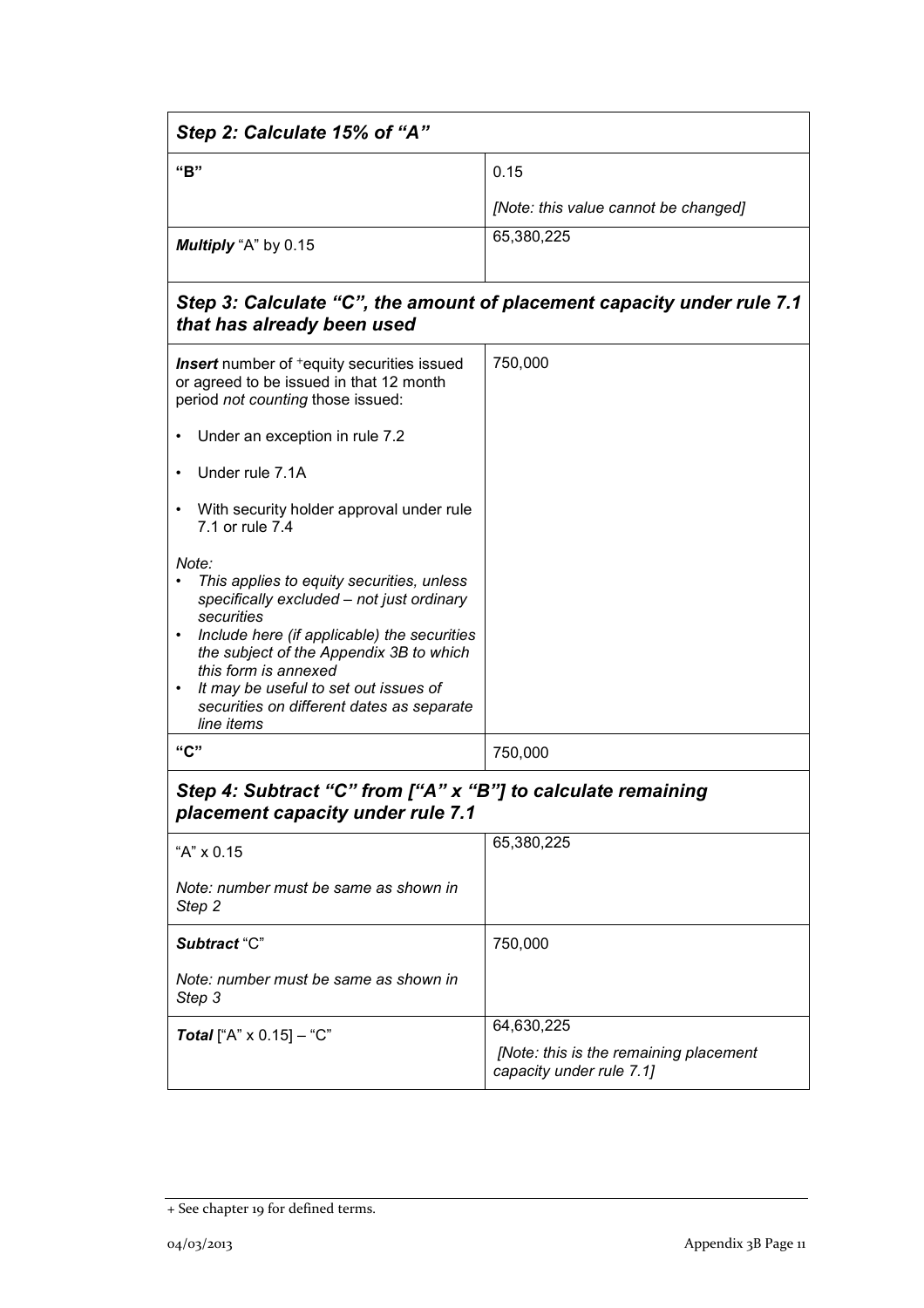| *Step 2: Calculate 15% of "A"* | |
|---|---|
| **"B"** | 0.15<br><br>*[Note: this value cannot be changed]* |
| ***Multiply*** "A" by 0.15 | 65,380,225 |

| *Step 3: Calculate "C", the amount of placement capacity under rule 7.1 that has already been used* | |
|---|---|
| ***Insert*** number of +equity securities issued or agreed to be issued in that 12 month period *not counting* those issued:<br><br>• Under an exception in rule 7.2<br><br>• Under rule 7.1A<br><br>• With security holder approval under rule 7.1 or rule 7.4<br><br>*Note:*<br>• *This applies to equity securities, unless specifically excluded – not just ordinary securities*<br>• *Include here (if applicable) the securities the subject of the Appendix 3B to which this form is annexed*<br>• *It may be useful to set out issues of securities on different dates as separate line items* | 750,000 |
| **"C"** | 750,000 |

| *Step 4: Subtract "C" from ["A" x "B"] to calculate remaining placement capacity under rule 7.1* | |
|---|---|
| "A" x 0.15<br><br>*Note: number must be same as shown in Step 2* | 65,380,225 |
| ***Subtract*** "C"<br><br>*Note: number must be same as shown in Step 3* | 750,000 |
| ***Total*** ["A" x 0.15] – "C" | 64,630,225<br><br>*[Note: this is the remaining placement capacity under rule 7.1]* |

+ See chapter 19 for defined terms.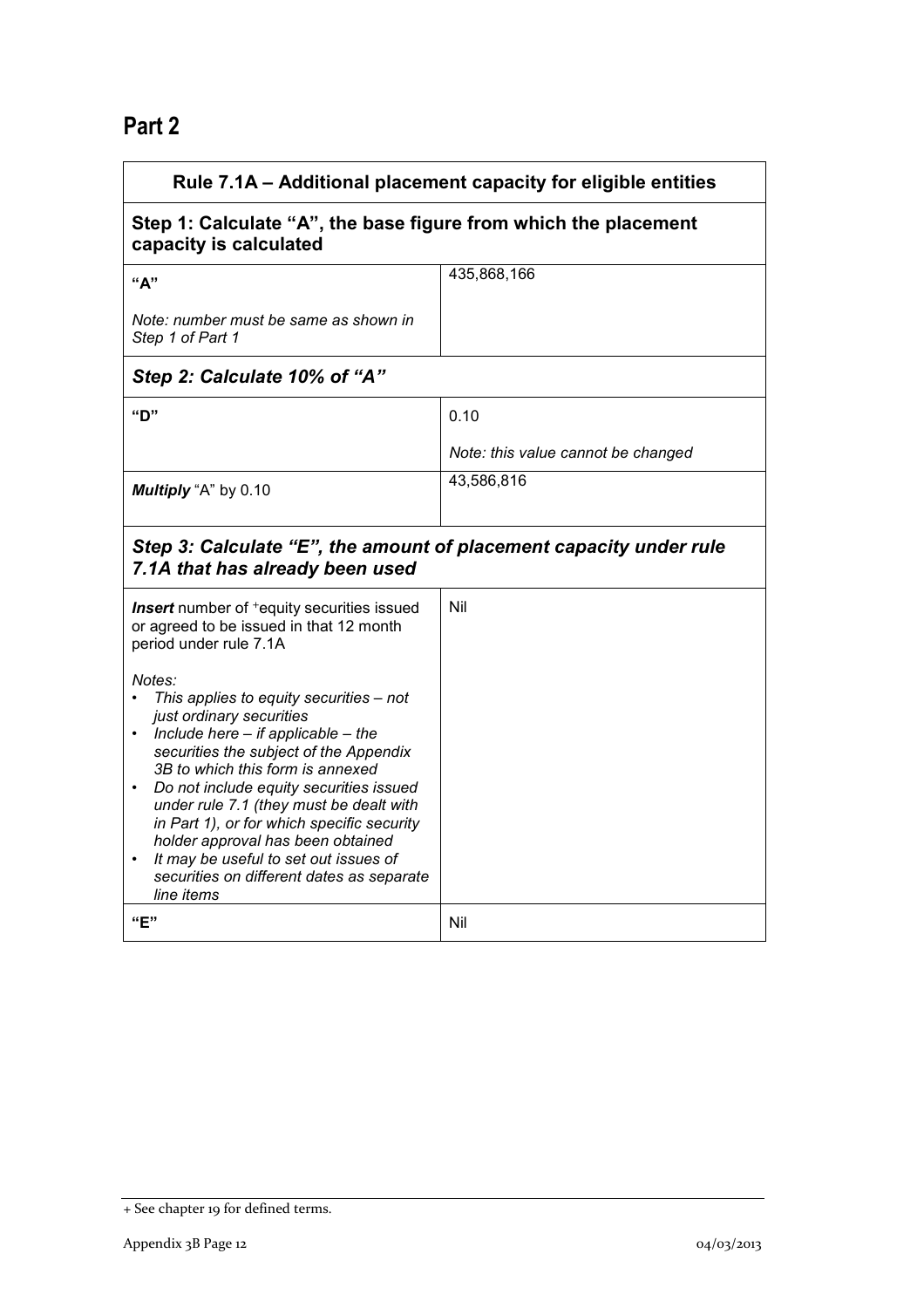## Part 2

| Rule 7.1A – Additional placement capacity for eligible entities | |
|---|---|
| **Step 1: Calculate "A", the base figure from which the placement capacity is calculated** | |
| **"A"**<br><br>*Note: number must be same as shown in Step 1 of Part 1* | 435,868,166 |
| ***Step 2: Calculate 10% of "A"*** | |
| **"D"** | 0.10<br><br>*Note: this value cannot be changed* |
| ***Multiply*** "A" by 0.10 | 43,586,816 |
| ***Step 3: Calculate "E", the amount of placement capacity under rule 7.1A that has already been used*** | |
| ***Insert*** number of +equity securities issued or agreed to be issued in that 12 month period under rule 7.1A<br><br>*Notes:*<br>• *This applies to equity securities – not just ordinary securities*<br>• *Include here – if applicable – the securities the subject of the Appendix 3B to which this form is annexed*<br>• *Do not include equity securities issued under rule 7.1 (they must be dealt with in Part 1), or for which specific security holder approval has been obtained*<br>• *It may be useful to set out issues of securities on different dates as separate line items* | Nil |
| **"E"** | Nil |

+ See chapter 19 for defined terms.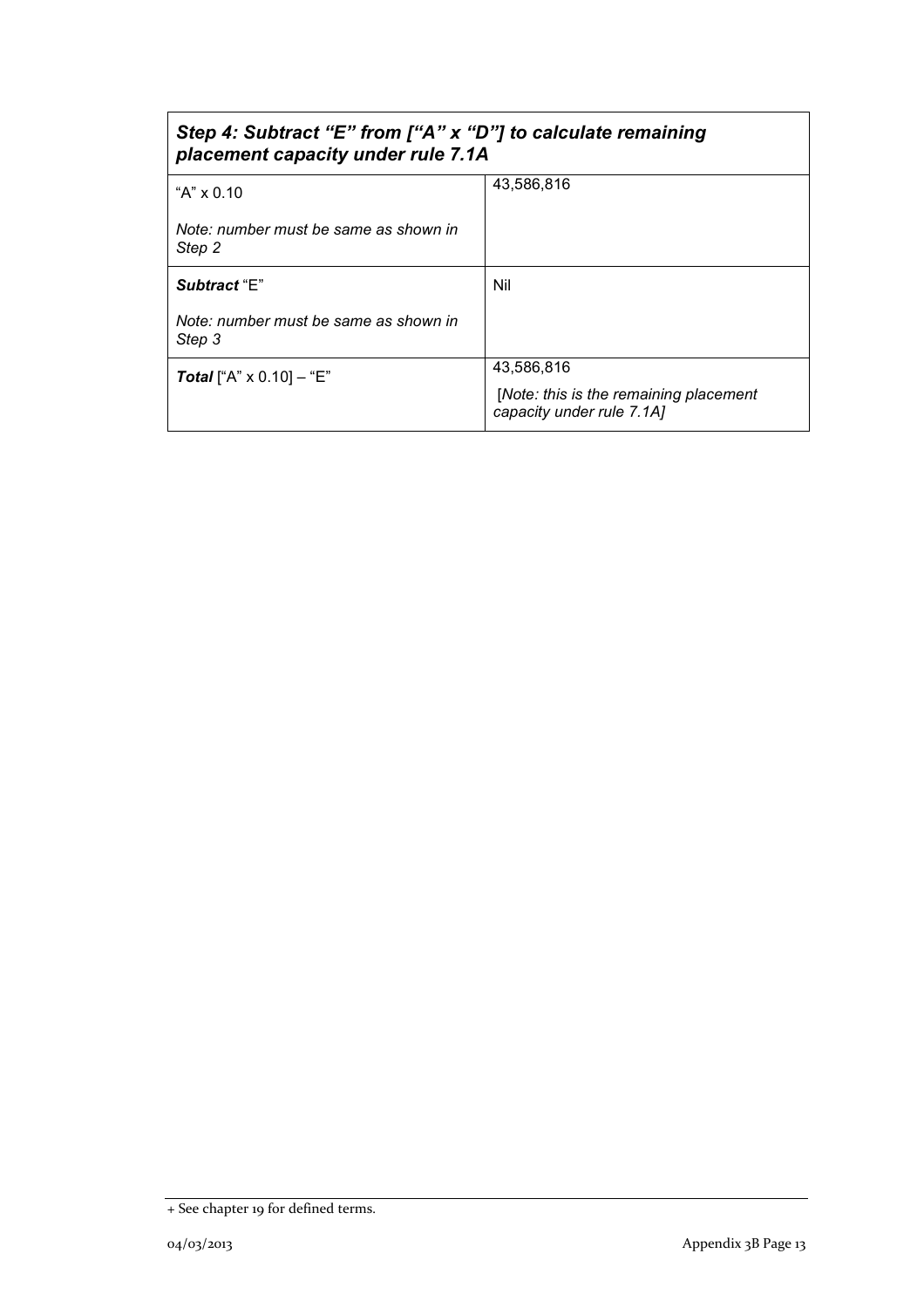| *Step 4: Subtract "E" from ["A" x "D"] to calculate remaining placement capacity under rule 7.1A* | |
|---|---|
| "A" x 0.10<br><br>*Note: number must be same as shown in Step 2* | 43,586,816 |
| ***Subtract*** "E"<br><br>*Note: number must be same as shown in Step 3* | Nil |
| ***Total*** ["A" x 0.10] – "E" | 43,586,816<br><br>*[Note: this is the remaining placement capacity under rule 7.1A]* |

+ See chapter 19 for defined terms.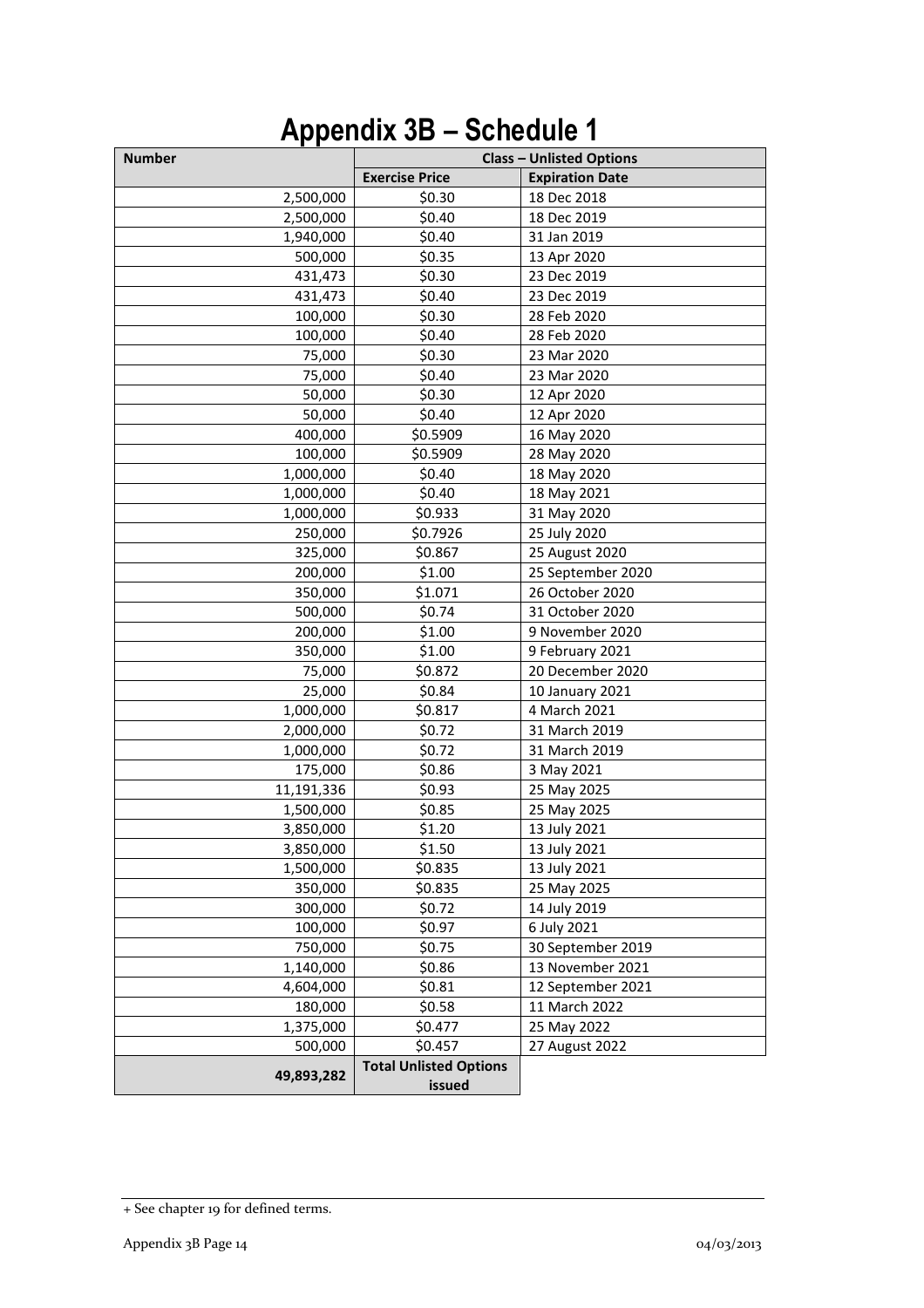# Appendix 3B – Schedule 1

| Number | Class – Unlisted Options | |
|---|---|---|
| | Exercise Price | Expiration Date |
| 2,500,000 | $0.30 | 18 Dec 2018 |
| 2,500,000 | $0.40 | 18 Dec 2019 |
| 1,940,000 | $0.40 | 31 Jan 2019 |
| 500,000 | $0.35 | 13 Apr 2020 |
| 431,473 | $0.30 | 23 Dec 2019 |
| 431,473 | $0.40 | 23 Dec 2019 |
| 100,000 | $0.30 | 28 Feb 2020 |
| 100,000 | $0.40 | 28 Feb 2020 |
| 75,000 | $0.30 | 23 Mar 2020 |
| 75,000 | $0.40 | 23 Mar 2020 |
| 50,000 | $0.30 | 12 Apr 2020 |
| 50,000 | $0.40 | 12 Apr 2020 |
| 400,000 | $0.5909 | 16 May 2020 |
| 100,000 | $0.5909 | 28 May 2020 |
| 1,000,000 | $0.40 | 18 May 2020 |
| 1,000,000 | $0.40 | 18 May 2021 |
| 1,000,000 | $0.933 | 31 May 2020 |
| 250,000 | $0.7926 | 25 July 2020 |
| 325,000 | $0.867 | 25 August 2020 |
| 200,000 | $1.00 | 25 September 2020 |
| 350,000 | $1.071 | 26 October 2020 |
| 500,000 | $0.74 | 31 October 2020 |
| 200,000 | $1.00 | 9 November 2020 |
| 350,000 | $1.00 | 9 February 2021 |
| 75,000 | $0.872 | 20 December 2020 |
| 25,000 | $0.84 | 10 January 2021 |
| 1,000,000 | $0.817 | 4 March 2021 |
| 2,000,000 | $0.72 | 31 March 2019 |
| 1,000,000 | $0.72 | 31 March 2019 |
| 175,000 | $0.86 | 3 May 2021 |
| 11,191,336 | $0.93 | 25 May 2025 |
| 1,500,000 | $0.85 | 25 May 2025 |
| 3,850,000 | $1.20 | 13 July 2021 |
| 3,850,000 | $1.50 | 13 July 2021 |
| 1,500,000 | $0.835 | 13 July 2021 |
| 350,000 | $0.835 | 25 May 2025 |
| 300,000 | $0.72 | 14 July 2019 |
| 100,000 | $0.97 | 6 July 2021 |
| 750,000 | $0.75 | 30 September 2019 |
| 1,140,000 | $0.86 | 13 November 2021 |
| 4,604,000 | $0.81 | 12 September 2021 |
| 180,000 | $0.58 | 11 March 2022 |
| 1,375,000 | $0.477 | 25 May 2022 |
| 500,000 | $0.457 | 27 August 2022 |
| 49,893,282 | Total Unlisted Options issued | |

+ See chapter 19 for defined terms.